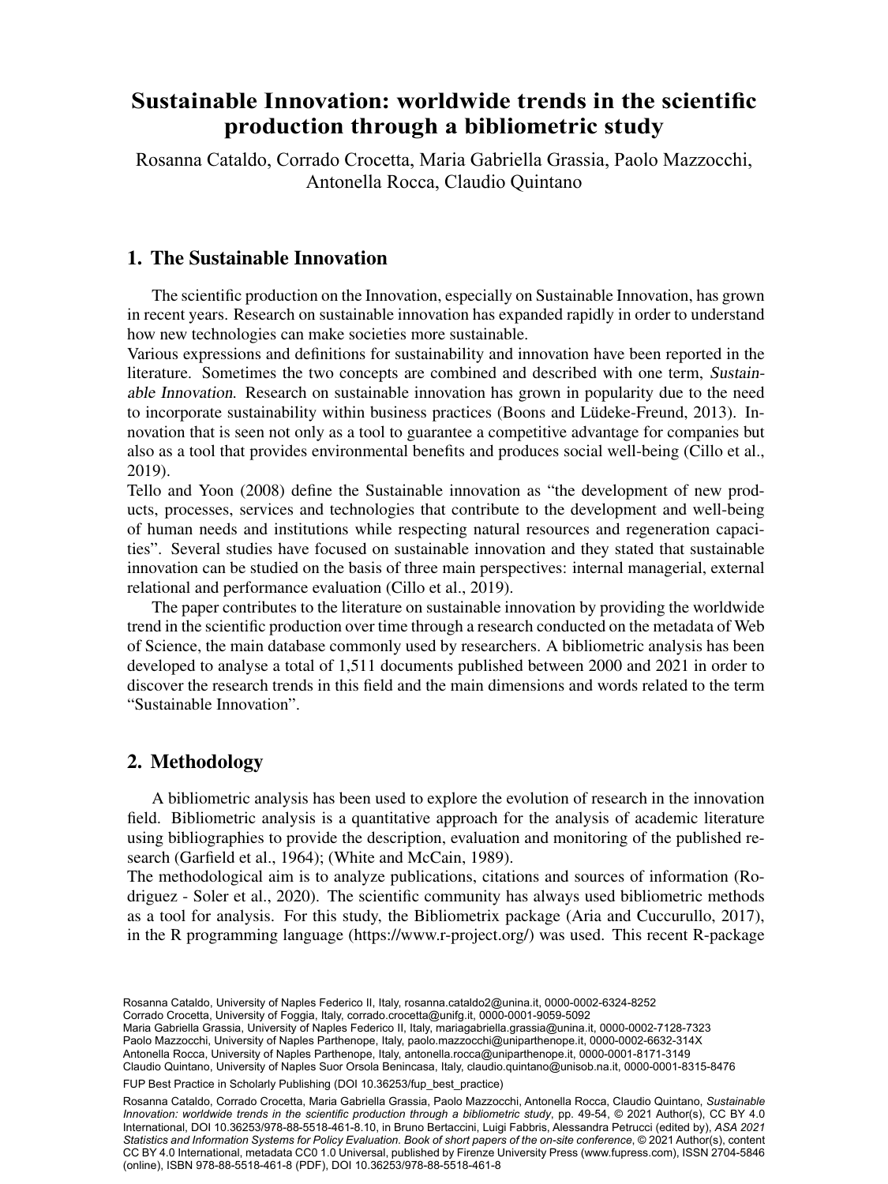# Sustainable Innovation: worldwide trends in the scientific production through a bibliometric study

Rosanna Cataldo, Corrado Crocetta, Maria Gabriella Grassia, Paolo Mazzocchi, Antonella Rocca, Claudio Quintano

## 1. The Sustainable Innovation

The scientific production on the Innovation, especially on Sustainable Innovation, has grown in recent years. Research on sustainable innovation has expanded rapidly in order to understand how new technologies can make societies more sustainable.

Various expressions and definitions for sustainability and innovation have been reported in the literature. Sometimes the two concepts are combined and described with one term, *Sustainable Innovation*. Research on sustainable innovation has grown in popularity due to the need to incorporate sustainability within business practices (Boons and Lüdeke-Freund, 2013). Innovation that is seen not only as a tool to guarantee a competitive advantage for companies but also as a tool that provides environmental benefits and produces social well-being (Cillo et al., 2019).

Tello and Yoon (2008) define the Sustainable innovation as "the development of new products, processes, services and technologies that contribute to the development and well-being of human needs and institutions while respecting natural resources and regeneration capacities". Several studies have focused on sustainable innovation and they stated that sustainable innovation can be studied on the basis of three main perspectives: internal managerial, external relational and performance evaluation (Cillo et al., 2019).

The paper contributes to the literature on sustainable innovation by providing the worldwide trend in the scientific production over time through a research conducted on the metadata of Web of Science, the main database commonly used by researchers. A bibliometric analysis has been developed to analyse a total of 1,511 documents published between 2000 and 2021 in order to discover the research trends in this field and the main dimensions and words related to the term "Sustainable Innovation".

## 2. Methodology

A bibliometric analysis has been used to explore the evolution of research in the innovation field. Bibliometric analysis is a quantitative approach for the analysis of academic literature using bibliographies to provide the description, evaluation and monitoring of the published research (Garfield et al., 1964); (White and McCain, 1989).

The methodological aim is to analyze publications, citations and sources of information (Rodriguez - Soler et al., 2020). The scientific community has always used bibliometric methods as a tool for analysis. For this study, the Bibliometrix package (Aria and Cuccurullo, 2017), in the R programming language (https://www.r-project.org/) was used. This recent R-package

Rosanna Cataldo, University of Naples Federico II, Italy, rosanna.cataldo2@unina.it, 0000-0002-6324-8252
Corrado Crocetta, University of Foggia, Italy, corrado.crocetta@unifg.it, 0000-0001-9059-5092
Maria Gabriella Grassia, University of Naples Federico II, Italy, mariagabriella.grassia@unina.it, 0000-0002-7128-7323
Paolo Mazzocchi, University of Naples Parthenope, Italy, paolo.mazzocchi@uniparthenope.it, 0000-0002-6632-314X
Antonella Rocca, University of Naples Parthenope, Italy, antonella.rocca@uniparthenope.it, 0000-0001-8171-3149
Claudio Quintano, University of Naples Suor Orsola Benincasa, Italy, claudio.quintano@unisob.na.it, 0000-0001-8315-8476

FUP Best Practice in Scholarly Publishing (DOI 10.36253/fup_best_practice)

Rosanna Cataldo, Corrado Crocetta, Maria Gabriella Grassia, Paolo Mazzocchi, Antonella Rocca, Claudio Quintano, *Sustainable Innovation: worldwide trends in the scientific production through a bibliometric study*, pp. 49-54, © 2021 Author(s), CC BY 4.0 International, DOI 10.36253/978-88-5518-461-8.10, in Bruno Bertaccini, Luigi Fabbris, Alessandra Petrucci (edited by), *ASA 2021 Statistics and Information Systems for Policy Evaluation. Book of short papers of the on-site conference*, © 2021 Author(s), content CC BY 4.0 International, metadata CC0 1.0 Universal, published by Firenze University Press (www.fupress.com), ISSN 2704-5846 (online), ISBN 978-88-5518-461-8 (PDF), DOI 10.36253/978-88-5518-461-8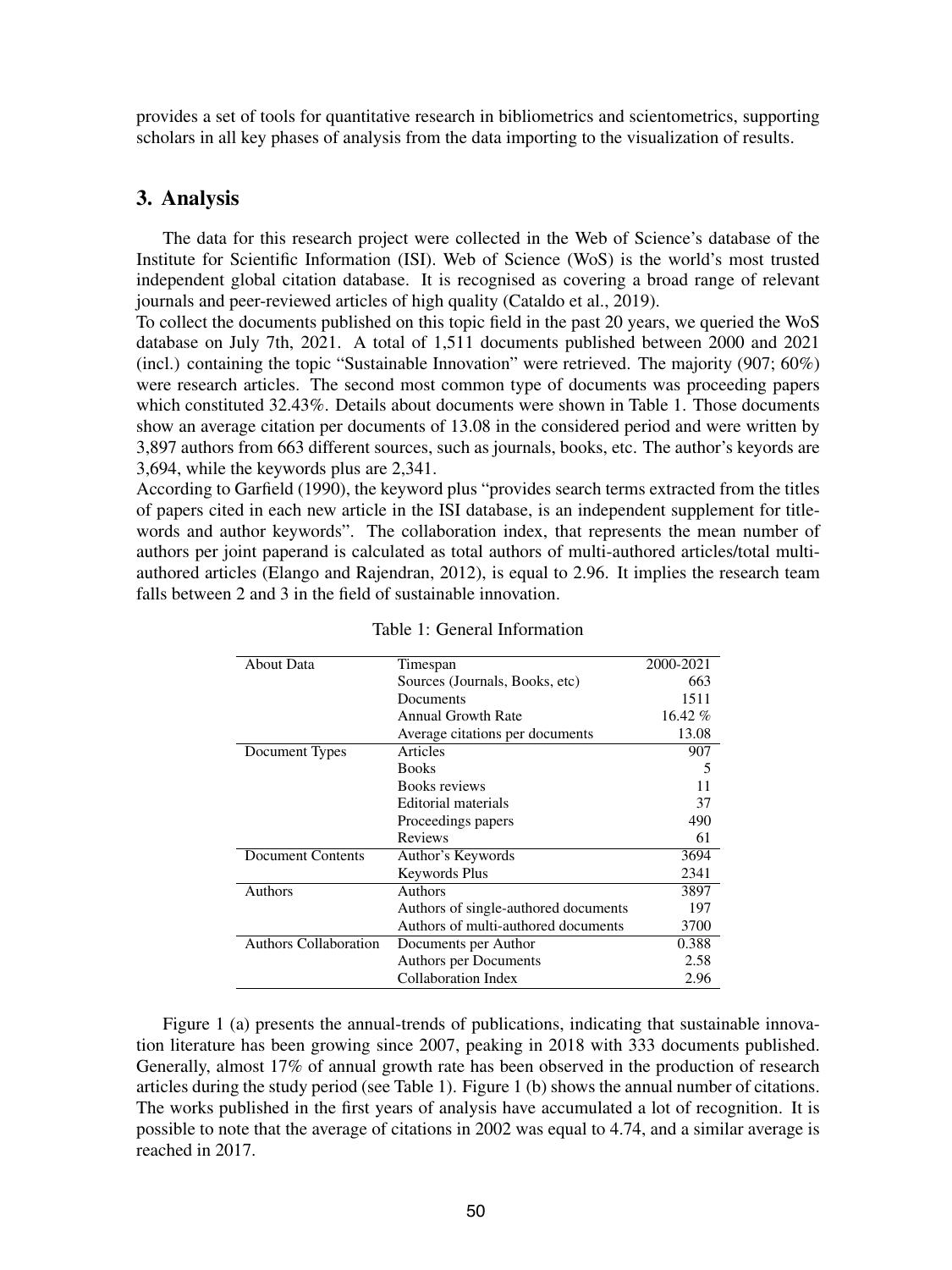provides a set of tools for quantitative research in bibliometrics and scientometrics, supporting scholars in all key phases of analysis from the data importing to the visualization of results.

## 3. Analysis

The data for this research project were collected in the Web of Science's database of the Institute for Scientific Information (ISI). Web of Science (WoS) is the world's most trusted independent global citation database. It is recognised as covering a broad range of relevant journals and peer-reviewed articles of high quality (Cataldo et al., 2019).

To collect the documents published on this topic field in the past 20 years, we queried the WoS database on July 7th, 2021. A total of 1,511 documents published between 2000 and 2021 (incl.) containing the topic "Sustainable Innovation" were retrieved. The majority (907; 60%) were research articles. The second most common type of documents was proceeding papers which constituted 32.43%. Details about documents were shown in Table 1. Those documents show an average citation per documents of 13.08 in the considered period and were written by 3,897 authors from 663 different sources, such as journals, books, etc. The author's keyords are 3,694, while the keywords plus are 2,341.

According to Garfield (1990), the keyword plus "provides search terms extracted from the titles of papers cited in each new article in the ISI database, is an independent supplement for title-words and author keywords". The collaboration index, that represents the mean number of authors per joint paperand is calculated as total authors of multi-authored articles/total multi-authored articles (Elango and Rajendran, 2012), is equal to 2.96. It implies the research team falls between 2 and 3 in the field of sustainable innovation.

Table 1: General Information

| | | |
|---|---|---:|
| About Data | Timespan | 2000-2021 |
| | Sources (Journals, Books, etc) | 663 |
| | Documents | 1511 |
| | Annual Growth Rate | 16.42 % |
| | Average citations per documents | 13.08 |
| Document Types | Articles | 907 |
| | Books | 5 |
| | Books reviews | 11 |
| | Editorial materials | 37 |
| | Proceedings papers | 490 |
| | Reviews | 61 |
| Document Contents | Author's Keywords | 3694 |
| | Keywords Plus | 2341 |
| Authors | Authors | 3897 |
| | Authors of single-authored documents | 197 |
| | Authors of multi-authored documents | 3700 |
| Authors Collaboration | Documents per Author | 0.388 |
| | Authors per Documents | 2.58 |
| | Collaboration Index | 2.96 |

Figure 1 (a) presents the annual-trends of publications, indicating that sustainable innovation literature has been growing since 2007, peaking in 2018 with 333 documents published. Generally, almost 17% of annual growth rate has been observed in the production of research articles during the study period (see Table 1). Figure 1 (b) shows the annual number of citations. The works published in the first years of analysis have accumulated a lot of recognition. It is possible to note that the average of citations in 2002 was equal to 4.74, and a similar average is reached in 2017.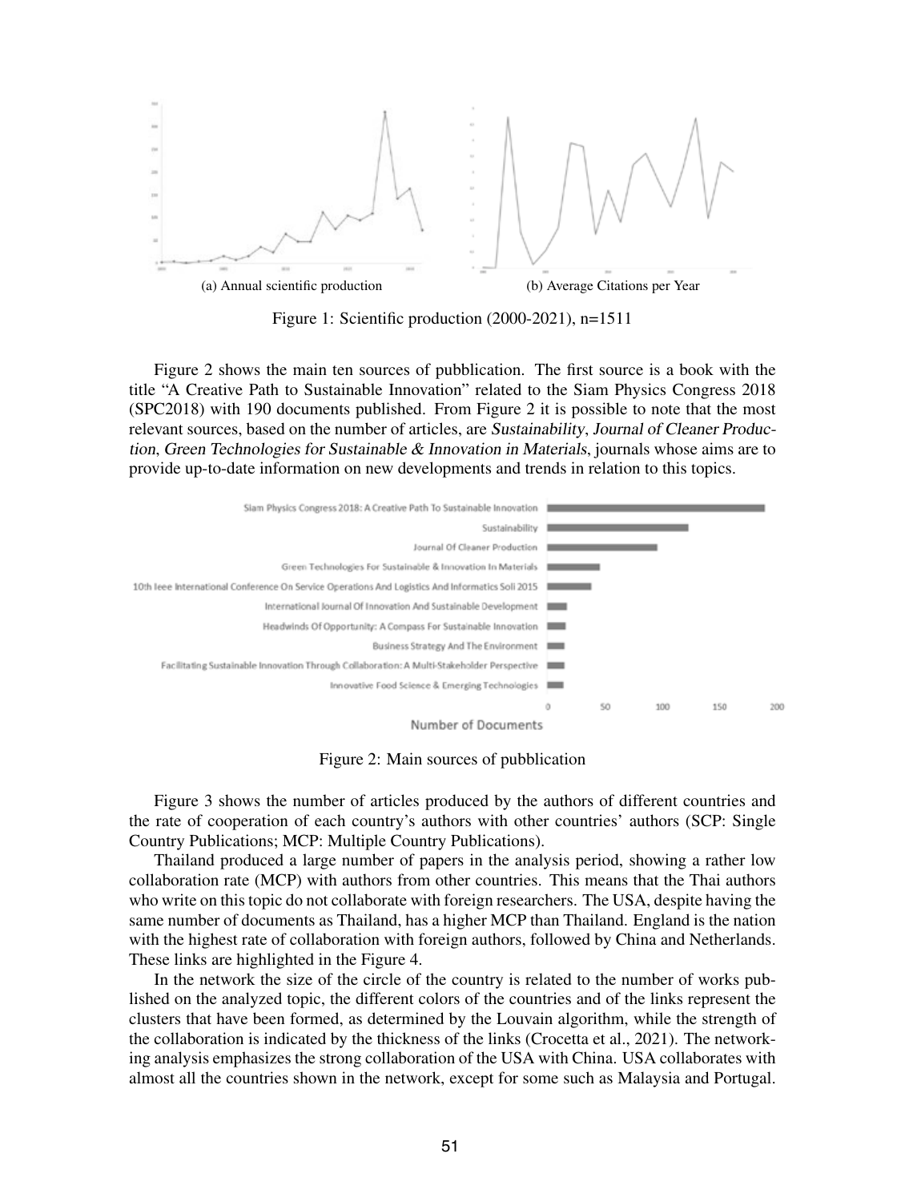(a) Annual scientific production

(b) Average Citations per Year

Figure 1: Scientific production (2000-2021), n=1511

Figure 2 shows the main ten sources of pubblication. The first source is a book with the title "A Creative Path to Sustainable Innovation" related to the Siam Physics Congress 2018 (SPC2018) with 190 documents published. From Figure 2 it is possible to note that the most relevant sources, based on the number of articles, are *Sustainability*, *Journal of Cleaner Production*, *Green Technologies for Sustainable & Innovation in Materials*, journals whose aims are to provide up-to-date information on new developments and trends in relation to this topics.

Figure 2: Main sources of pubblication

Figure 3 shows the number of articles produced by the authors of different countries and the rate of cooperation of each country's authors with other countries' authors (SCP: Single Country Publications; MCP: Multiple Country Publications).

Thailand produced a large number of papers in the analysis period, showing a rather low collaboration rate (MCP) with authors from other countries. This means that the Thai authors who write on this topic do not collaborate with foreign researchers. The USA, despite having the same number of documents as Thailand, has a higher MCP than Thailand. England is the nation with the highest rate of collaboration with foreign authors, followed by China and Netherlands. These links are highlighted in the Figure 4.

In the network the size of the circle of the country is related to the number of works published on the analyzed topic, the different colors of the countries and of the links represent the clusters that have been formed, as determined by the Louvain algorithm, while the strength of the collaboration is indicated by the thickness of the links (Crocetta et al., 2021). The networking analysis emphasizes the strong collaboration of the USA with China. USA collaborates with almost all the countries shown in the network, except for some such as Malaysia and Portugal.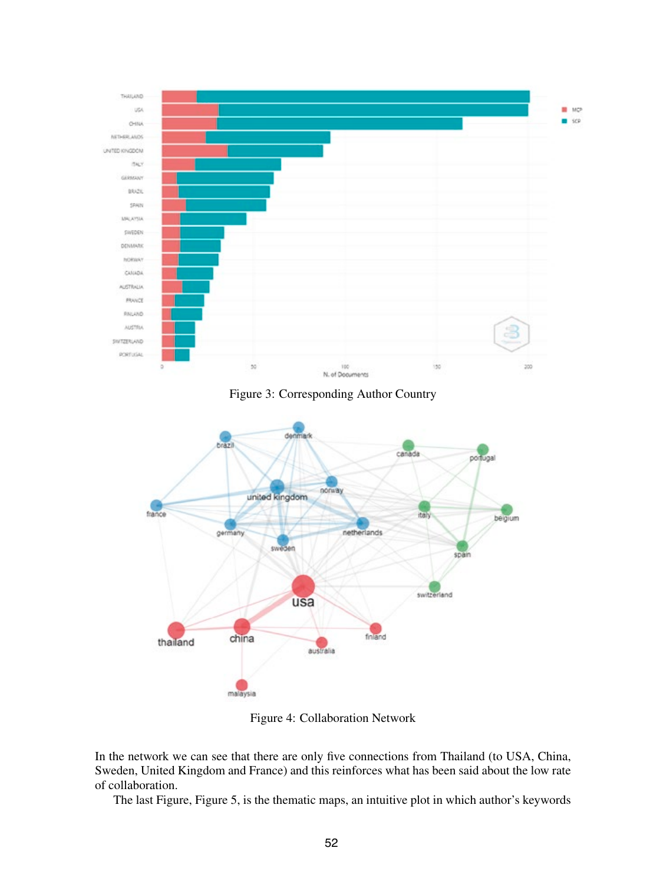Figure 3: Corresponding Author Country

Figure 4: Collaboration Network

In the network we can see that there are only five connections from Thailand (to USA, China, Sweden, United Kingdom and France) and this reinforces what has been said about the low rate of collaboration.

The last Figure, Figure 5, is the thematic maps, an intuitive plot in which author's keywords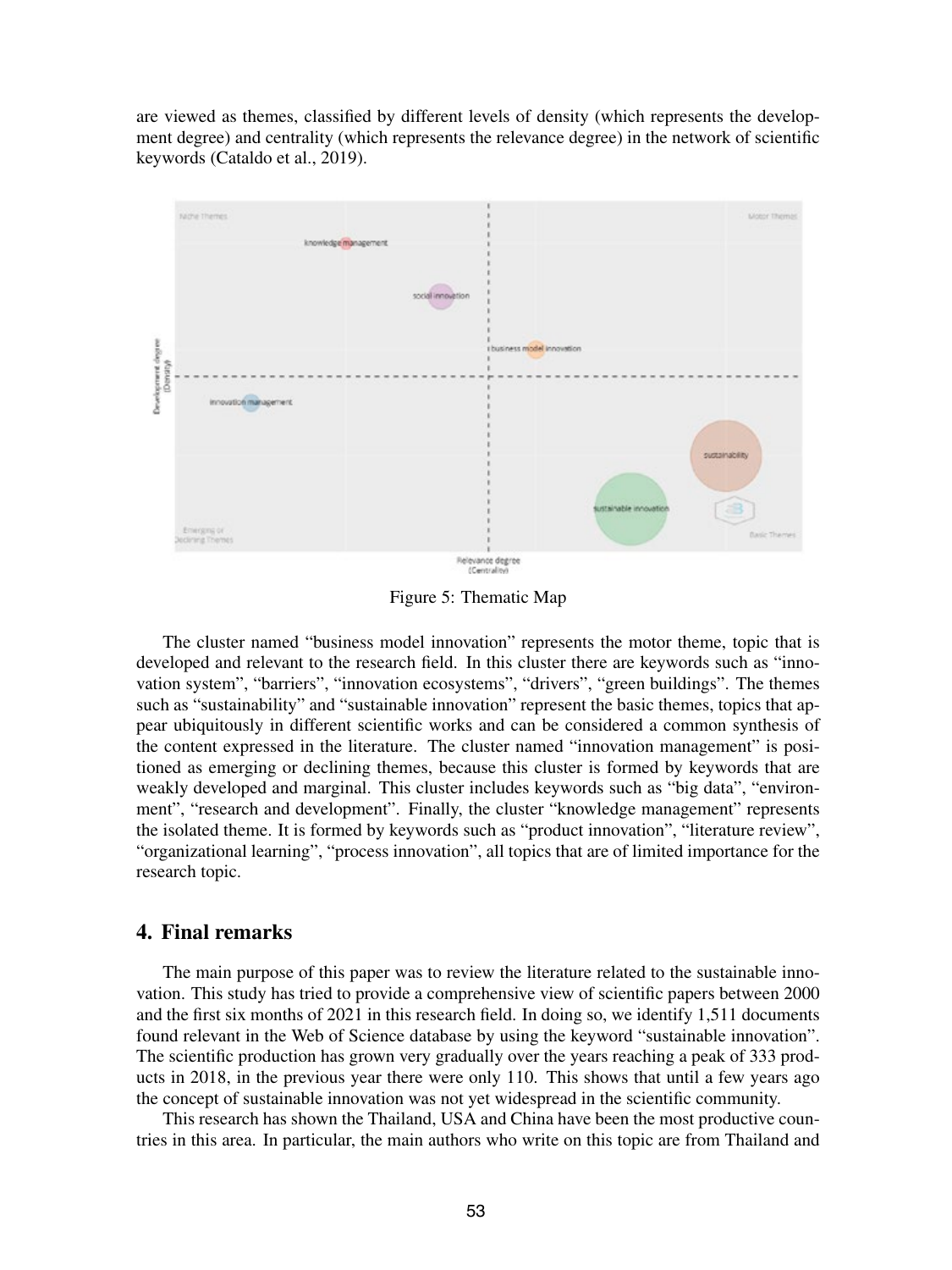are viewed as themes, classified by different levels of density (which represents the development degree) and centrality (which represents the relevance degree) in the network of scientific keywords (Cataldo et al., 2019).

Figure 5: Thematic Map

The cluster named "business model innovation" represents the motor theme, topic that is developed and relevant to the research field. In this cluster there are keywords such as "innovation system", "barriers", "innovation ecosystems", "drivers", "green buildings". The themes such as "sustainability" and "sustainable innovation" represent the basic themes, topics that appear ubiquitously in different scientific works and can be considered a common synthesis of the content expressed in the literature. The cluster named "innovation management" is positioned as emerging or declining themes, because this cluster is formed by keywords that are weakly developed and marginal. This cluster includes keywords such as "big data", "environment", "research and development". Finally, the cluster "knowledge management" represents the isolated theme. It is formed by keywords such as "product innovation", "literature review", "organizational learning", "process innovation", all topics that are of limited importance for the research topic.

## 4. Final remarks

The main purpose of this paper was to review the literature related to the sustainable innovation. This study has tried to provide a comprehensive view of scientific papers between 2000 and the first six months of 2021 in this research field. In doing so, we identify 1,511 documents found relevant in the Web of Science database by using the keyword "sustainable innovation". The scientific production has grown very gradually over the years reaching a peak of 333 products in 2018, in the previous year there were only 110. This shows that until a few years ago the concept of sustainable innovation was not yet widespread in the scientific community.

This research has shown the Thailand, USA and China have been the most productive countries in this area. In particular, the main authors who write on this topic are from Thailand and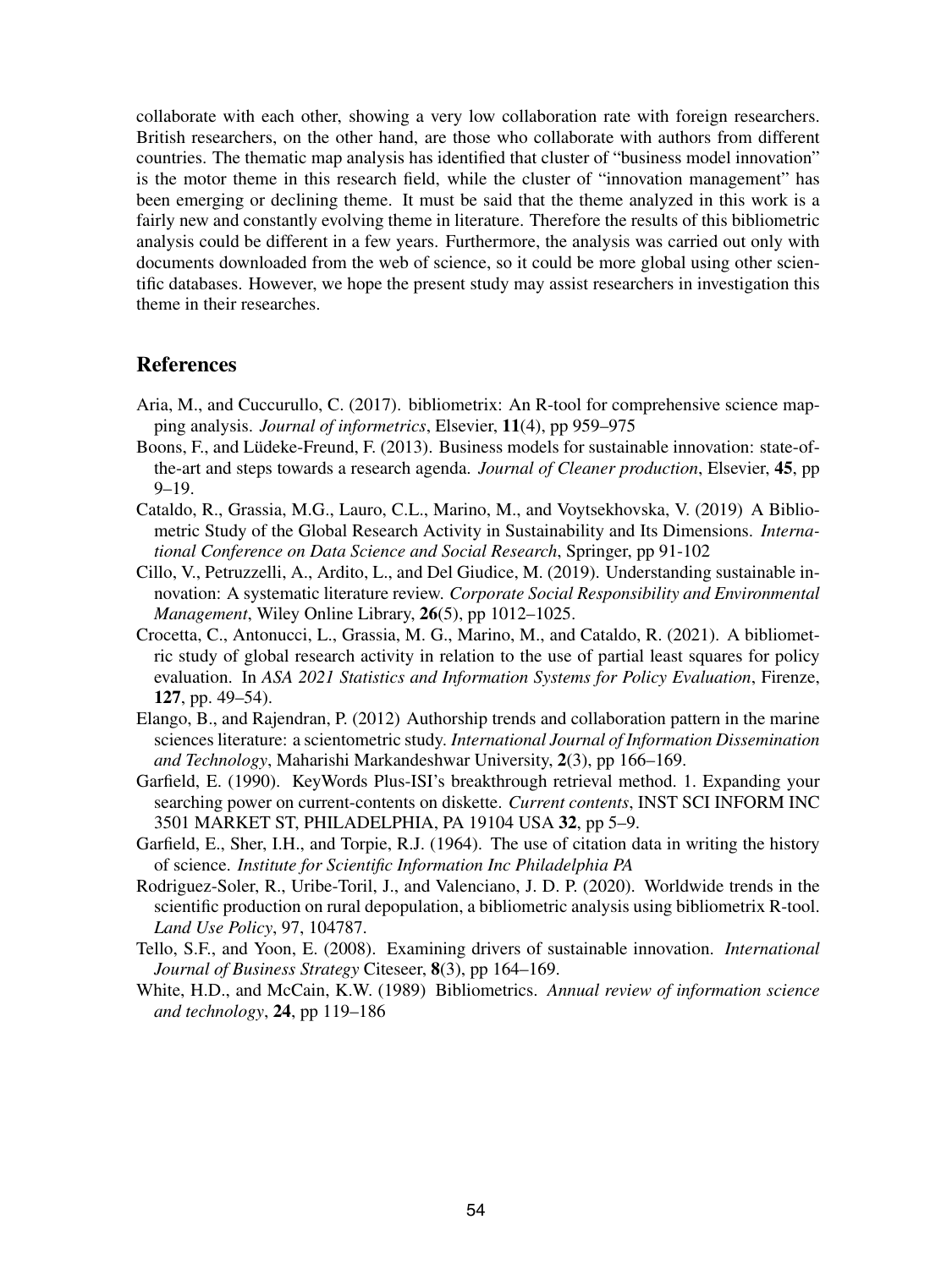collaborate with each other, showing a very low collaboration rate with foreign researchers. British researchers, on the other hand, are those who collaborate with authors from different countries. The thematic map analysis has identified that cluster of "business model innovation" is the motor theme in this research field, while the cluster of "innovation management" has been emerging or declining theme. It must be said that the theme analyzed in this work is a fairly new and constantly evolving theme in literature. Therefore the results of this bibliometric analysis could be different in a few years. Furthermore, the analysis was carried out only with documents downloaded from the web of science, so it could be more global using other scientific databases. However, we hope the present study may assist researchers in investigation this theme in their researches.

## References

Aria, M., and Cuccurullo, C. (2017). bibliometrix: An R-tool for comprehensive science mapping analysis. *Journal of informetrics*, Elsevier, **11**(4), pp 959–975

Boons, F., and Lüdeke-Freund, F. (2013). Business models for sustainable innovation: state-of-the-art and steps towards a research agenda. *Journal of Cleaner production*, Elsevier, **45**, pp 9–19.

Cataldo, R., Grassia, M.G., Lauro, C.L., Marino, M., and Voytsekhovska, V. (2019) A Bibliometric Study of the Global Research Activity in Sustainability and Its Dimensions. *International Conference on Data Science and Social Research*, Springer, pp 91-102

Cillo, V., Petruzzelli, A., Ardito, L., and Del Giudice, M. (2019). Understanding sustainable innovation: A systematic literature review. *Corporate Social Responsibility and Environmental Management*, Wiley Online Library, **26**(5), pp 1012–1025.

Crocetta, C., Antonucci, L., Grassia, M. G., Marino, M., and Cataldo, R. (2021). A bibliometric study of global research activity in relation to the use of partial least squares for policy evaluation. In *ASA 2021 Statistics and Information Systems for Policy Evaluation*, Firenze, **127**, pp. 49–54).

Elango, B., and Rajendran, P. (2012) Authorship trends and collaboration pattern in the marine sciences literature: a scientometric study. *International Journal of Information Dissemination and Technology*, Maharishi Markandeshwar University, **2**(3), pp 166–169.

Garfield, E. (1990). KeyWords Plus-ISI's breakthrough retrieval method. 1. Expanding your searching power on current-contents on diskette. *Current contents*, INST SCI INFORM INC 3501 MARKET ST, PHILADELPHIA, PA 19104 USA **32**, pp 5–9.

Garfield, E., Sher, I.H., and Torpie, R.J. (1964). The use of citation data in writing the history of science. *Institute for Scientific Information Inc Philadelphia PA*

Rodriguez-Soler, R., Uribe-Toril, J., and Valenciano, J. D. P. (2020). Worldwide trends in the scientific production on rural depopulation, a bibliometric analysis using bibliometrix R-tool. *Land Use Policy*, 97, 104787.

Tello, S.F., and Yoon, E. (2008). Examining drivers of sustainable innovation. *International Journal of Business Strategy* Citeseer, **8**(3), pp 164–169.

White, H.D., and McCain, K.W. (1989) Bibliometrics. *Annual review of information science and technology*, **24**, pp 119–186